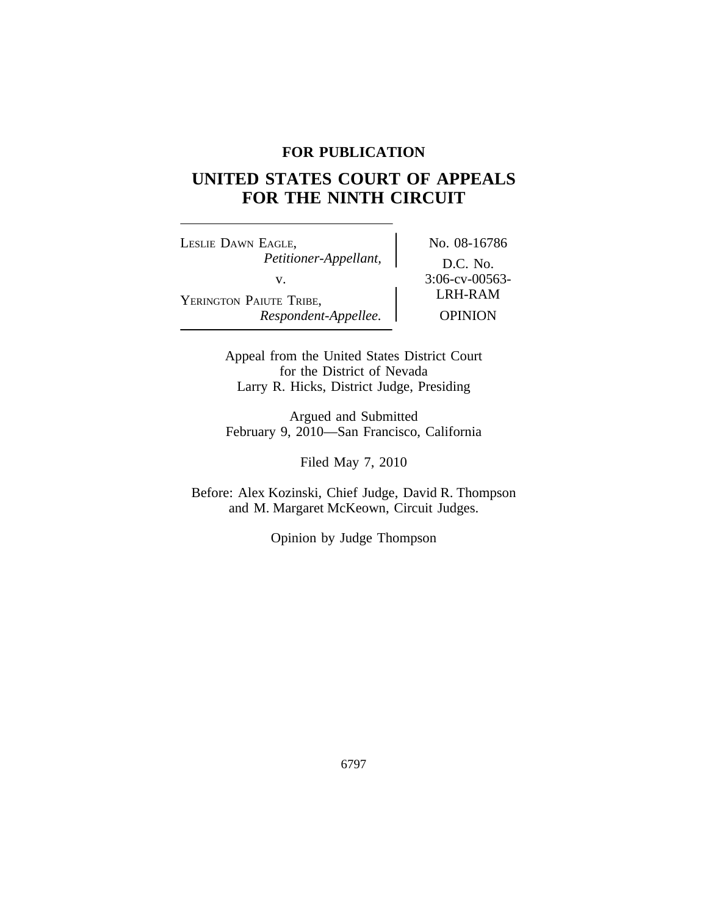**FOR PUBLICATION**

# UNITED STATES COURT OF APPEALS FOR THE NINTH CIRCUIT

| | |
|---|---|
| LESLIE DAWN EAGLE, *Petitioner-Appellant,* v. YERINGTON PAIUTE TRIBE, *Respondent-Appellee.* | No. 08-16786 D.C. No. 3:06-cv-00563-LRH-RAM OPINION |

Appeal from the United States District Court
for the District of Nevada
Larry R. Hicks, District Judge, Presiding

Argued and Submitted
February 9, 2010—San Francisco, California

Filed May 7, 2010

Before: Alex Kozinski, Chief Judge, David R. Thompson
and M. Margaret McKeown, Circuit Judges.

Opinion by Judge Thompson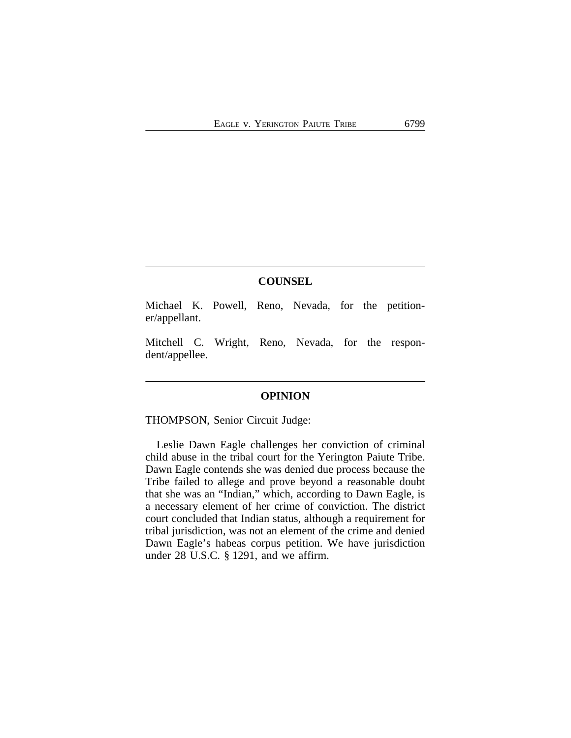## COUNSEL

Michael K. Powell, Reno, Nevada, for the petitioner/appellant.

Mitchell C. Wright, Reno, Nevada, for the respondent/appellee.

## OPINION

THOMPSON, Senior Circuit Judge:

Leslie Dawn Eagle challenges her conviction of criminal child abuse in the tribal court for the Yerington Paiute Tribe. Dawn Eagle contends she was denied due process because the Tribe failed to allege and prove beyond a reasonable doubt that she was an "Indian," which, according to Dawn Eagle, is a necessary element of her crime of conviction. The district court concluded that Indian status, although a requirement for tribal jurisdiction, was not an element of the crime and denied Dawn Eagle's habeas corpus petition. We have jurisdiction under 28 U.S.C. § 1291, and we affirm.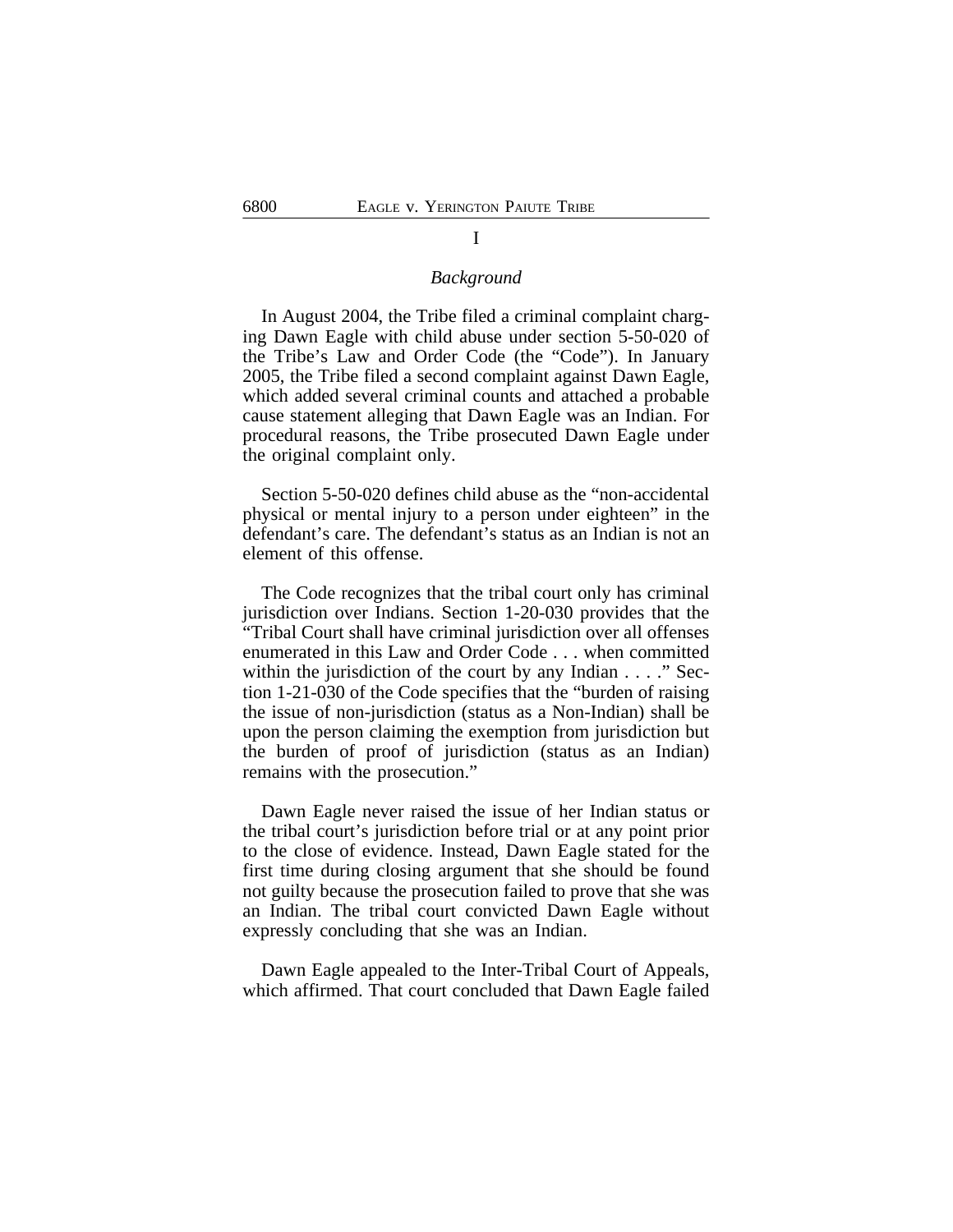## I

### *Background*

In August 2004, the Tribe filed a criminal complaint charging Dawn Eagle with child abuse under section 5-50-020 of the Tribe's Law and Order Code (the "Code"). In January 2005, the Tribe filed a second complaint against Dawn Eagle, which added several criminal counts and attached a probable cause statement alleging that Dawn Eagle was an Indian. For procedural reasons, the Tribe prosecuted Dawn Eagle under the original complaint only.

Section 5-50-020 defines child abuse as the "non-accidental physical or mental injury to a person under eighteen" in the defendant's care. The defendant's status as an Indian is not an element of this offense.

The Code recognizes that the tribal court only has criminal jurisdiction over Indians. Section 1-20-030 provides that the "Tribal Court shall have criminal jurisdiction over all offenses enumerated in this Law and Order Code . . . when committed within the jurisdiction of the court by any Indian . . . ." Section 1-21-030 of the Code specifies that the "burden of raising the issue of non-jurisdiction (status as a Non-Indian) shall be upon the person claiming the exemption from jurisdiction but the burden of proof of jurisdiction (status as an Indian) remains with the prosecution."

Dawn Eagle never raised the issue of her Indian status or the tribal court's jurisdiction before trial or at any point prior to the close of evidence. Instead, Dawn Eagle stated for the first time during closing argument that she should be found not guilty because the prosecution failed to prove that she was an Indian. The tribal court convicted Dawn Eagle without expressly concluding that she was an Indian.

Dawn Eagle appealed to the Inter-Tribal Court of Appeals, which affirmed. That court concluded that Dawn Eagle failed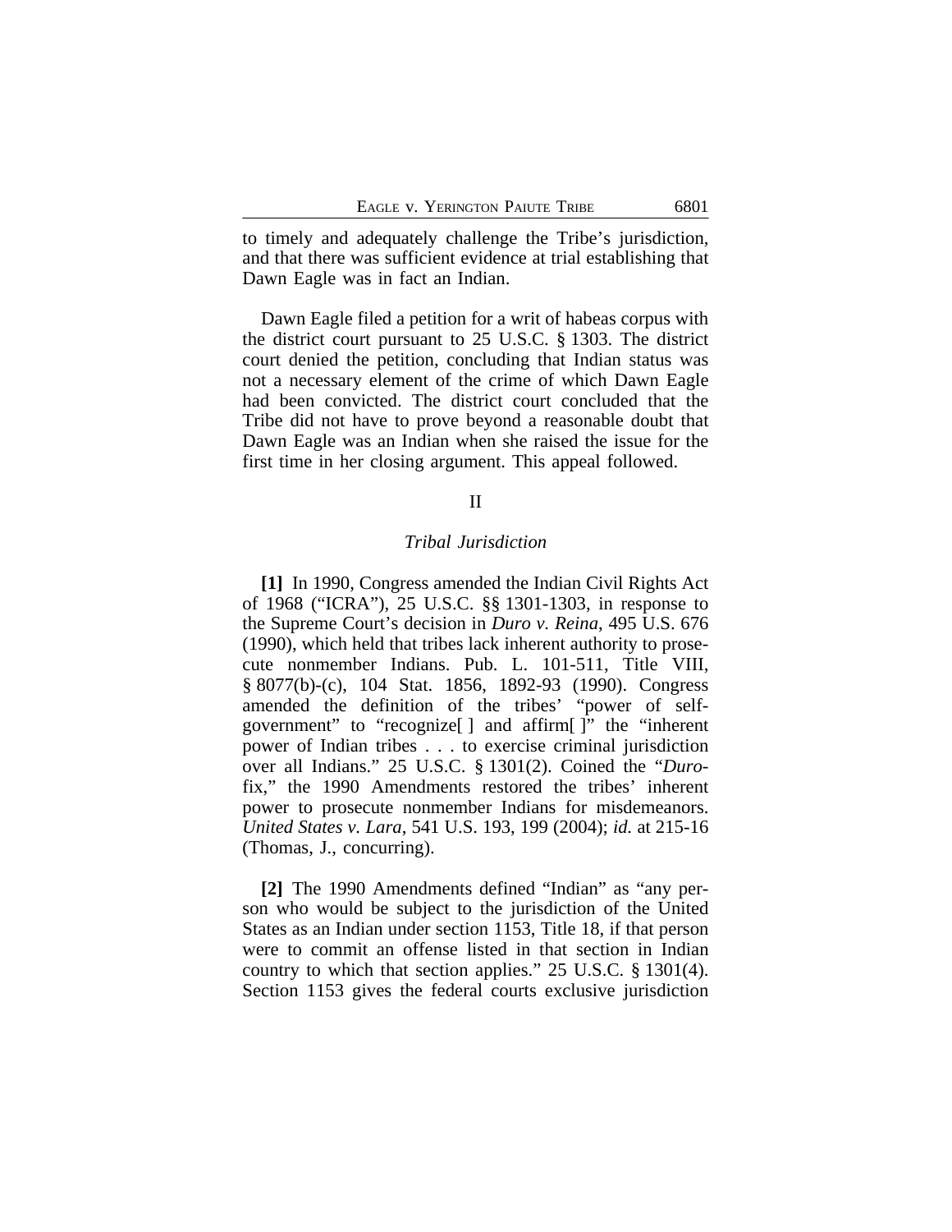to timely and adequately challenge the Tribe's jurisdiction, and that there was sufficient evidence at trial establishing that Dawn Eagle was in fact an Indian.

Dawn Eagle filed a petition for a writ of habeas corpus with the district court pursuant to 25 U.S.C. § 1303. The district court denied the petition, concluding that Indian status was not a necessary element of the crime of which Dawn Eagle had been convicted. The district court concluded that the Tribe did not have to prove beyond a reasonable doubt that Dawn Eagle was an Indian when she raised the issue for the first time in her closing argument. This appeal followed.

## II

### *Tribal Jurisdiction*

**[1]** In 1990, Congress amended the Indian Civil Rights Act of 1968 ("ICRA"), 25 U.S.C. §§ 1301-1303, in response to the Supreme Court's decision in *Duro v. Reina*, 495 U.S. 676 (1990), which held that tribes lack inherent authority to prosecute nonmember Indians. Pub. L. 101-511, Title VIII, § 8077(b)-(c), 104 Stat. 1856, 1892-93 (1990). Congress amended the definition of the tribes' "power of self-government" to "recognize[ ] and affirm[ ]" the "inherent power of Indian tribes . . . to exercise criminal jurisdiction over all Indians." 25 U.S.C. § 1301(2). Coined the "*Duro*-fix," the 1990 Amendments restored the tribes' inherent power to prosecute nonmember Indians for misdemeanors. *United States v. Lara*, 541 U.S. 193, 199 (2004); *id.* at 215-16 (Thomas, J., concurring).

**[2]** The 1990 Amendments defined "Indian" as "any person who would be subject to the jurisdiction of the United States as an Indian under section 1153, Title 18, if that person were to commit an offense listed in that section in Indian country to which that section applies." 25 U.S.C. § 1301(4). Section 1153 gives the federal courts exclusive jurisdiction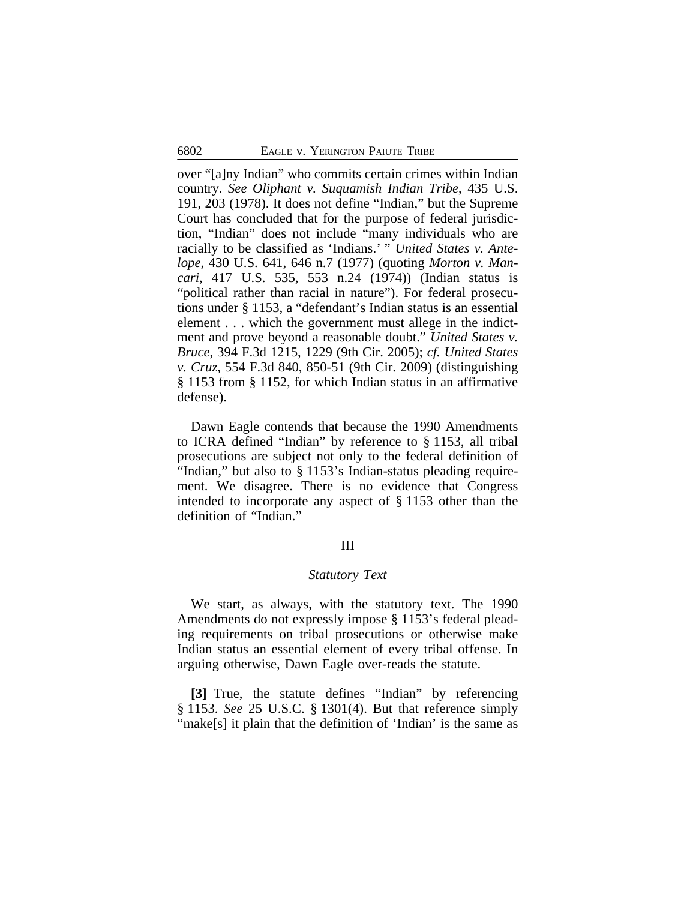over "[a]ny Indian" who commits certain crimes within Indian country. *See Oliphant v. Suquamish Indian Tribe*, 435 U.S. 191, 203 (1978). It does not define "Indian," but the Supreme Court has concluded that for the purpose of federal jurisdiction, "Indian" does not include "many individuals who are racially to be classified as 'Indians.' " *United States v. Antelope*, 430 U.S. 641, 646 n.7 (1977) (quoting *Morton v. Mancari*, 417 U.S. 535, 553 n.24 (1974)) (Indian status is "political rather than racial in nature"). For federal prosecutions under § 1153, a "defendant's Indian status is an essential element . . . which the government must allege in the indictment and prove beyond a reasonable doubt." *United States v. Bruce*, 394 F.3d 1215, 1229 (9th Cir. 2005); *cf. United States v. Cruz*, 554 F.3d 840, 850-51 (9th Cir. 2009) (distinguishing § 1153 from § 1152, for which Indian status in an affirmative defense).

Dawn Eagle contends that because the 1990 Amendments to ICRA defined "Indian" by reference to § 1153, all tribal prosecutions are subject not only to the federal definition of "Indian," but also to § 1153's Indian-status pleading requirement. We disagree. There is no evidence that Congress intended to incorporate any aspect of § 1153 other than the definition of "Indian."

## III

### *Statutory Text*

We start, as always, with the statutory text. The 1990 Amendments do not expressly impose § 1153's federal pleading requirements on tribal prosecutions or otherwise make Indian status an essential element of every tribal offense. In arguing otherwise, Dawn Eagle over-reads the statute.

**[3]** True, the statute defines "Indian" by referencing § 1153. *See* 25 U.S.C. § 1301(4). But that reference simply "make[s] it plain that the definition of 'Indian' is the same as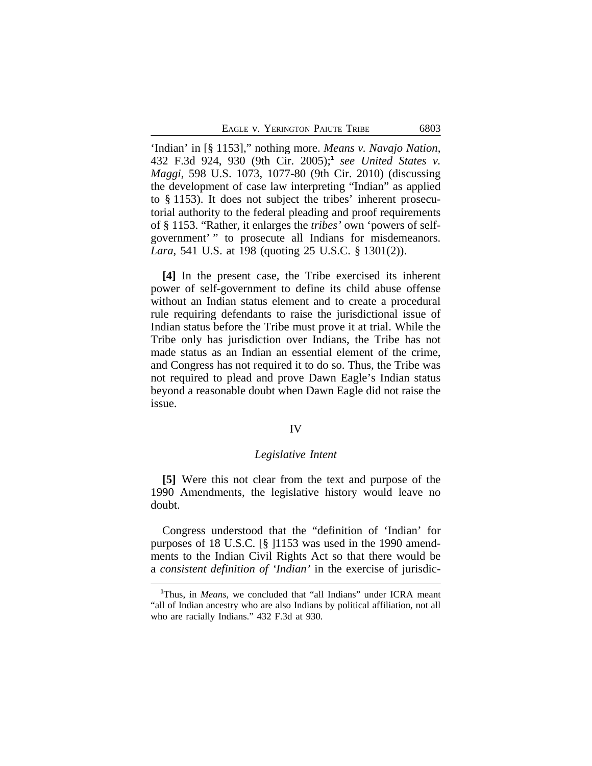'Indian' in [§ 1153]," nothing more. *Means v. Navajo Nation*, 432 F.3d 924, 930 (9th Cir. 2005);[1] *see United States v. Maggi*, 598 U.S. 1073, 1077-80 (9th Cir. 2010) (discussing the development of case law interpreting "Indian" as applied to § 1153). It does not subject the tribes' inherent prosecutorial authority to the federal pleading and proof requirements of § 1153. "Rather, it enlarges the *tribes'* own 'powers of self-government' " to prosecute all Indians for misdemeanors. *Lara*, 541 U.S. at 198 (quoting 25 U.S.C. § 1301(2)).

**[4]** In the present case, the Tribe exercised its inherent power of self-government to define its child abuse offense without an Indian status element and to create a procedural rule requiring defendants to raise the jurisdictional issue of Indian status before the Tribe must prove it at trial. While the Tribe only has jurisdiction over Indians, the Tribe has not made status as an Indian an essential element of the crime, and Congress has not required it to do so. Thus, the Tribe was not required to plead and prove Dawn Eagle's Indian status beyond a reasonable doubt when Dawn Eagle did not raise the issue.

## IV

### *Legislative Intent*

**[5]** Were this not clear from the text and purpose of the 1990 Amendments, the legislative history would leave no doubt.

Congress understood that the "definition of 'Indian' for purposes of 18 U.S.C. [§ ]1153 was used in the 1990 amendments to the Indian Civil Rights Act so that there would be a *consistent definition of 'Indian'* in the exercise of jurisdic-

[1]Thus, in *Means*, we concluded that "all Indians" under ICRA meant "all of Indian ancestry who are also Indians by political affiliation, not all who are racially Indians." 432 F.3d at 930.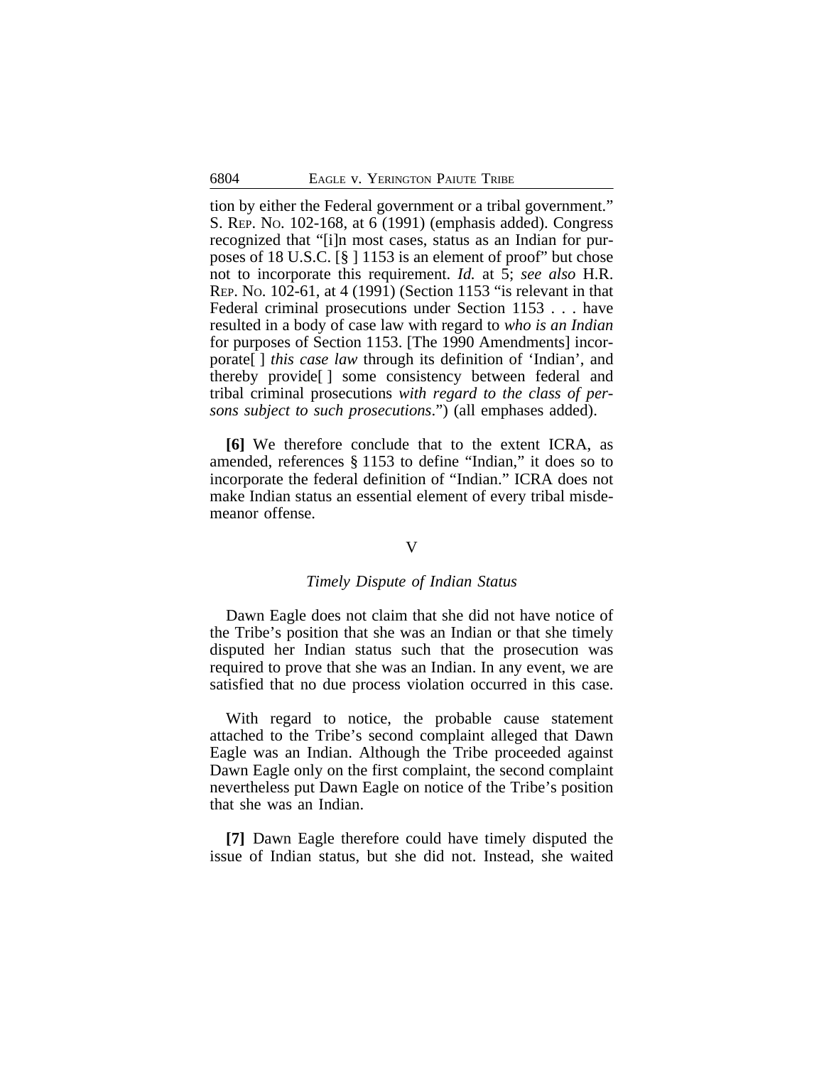tion by either the Federal government or a tribal government." S. REP. NO. 102-168, at 6 (1991) (emphasis added). Congress recognized that "[i]n most cases, status as an Indian for purposes of 18 U.S.C. [§ ] 1153 is an element of proof" but chose not to incorporate this requirement. *Id.* at 5; *see also* H.R. REP. NO. 102-61, at 4 (1991) (Section 1153 "is relevant in that Federal criminal prosecutions under Section 1153 . . . have resulted in a body of case law with regard to *who is an Indian* for purposes of Section 1153. [The 1990 Amendments] incorporate[ ] *this case law* through its definition of 'Indian', and thereby provide[ ] some consistency between federal and tribal criminal prosecutions *with regard to the class of persons subject to such prosecutions*.") (all emphases added).

**[6]** We therefore conclude that to the extent ICRA, as amended, references § 1153 to define "Indian," it does so to incorporate the federal definition of "Indian." ICRA does not make Indian status an essential element of every tribal misdemeanor offense.

## V

### *Timely Dispute of Indian Status*

Dawn Eagle does not claim that she did not have notice of the Tribe's position that she was an Indian or that she timely disputed her Indian status such that the prosecution was required to prove that she was an Indian. In any event, we are satisfied that no due process violation occurred in this case.

With regard to notice, the probable cause statement attached to the Tribe's second complaint alleged that Dawn Eagle was an Indian. Although the Tribe proceeded against Dawn Eagle only on the first complaint, the second complaint nevertheless put Dawn Eagle on notice of the Tribe's position that she was an Indian.

**[7]** Dawn Eagle therefore could have timely disputed the issue of Indian status, but she did not. Instead, she waited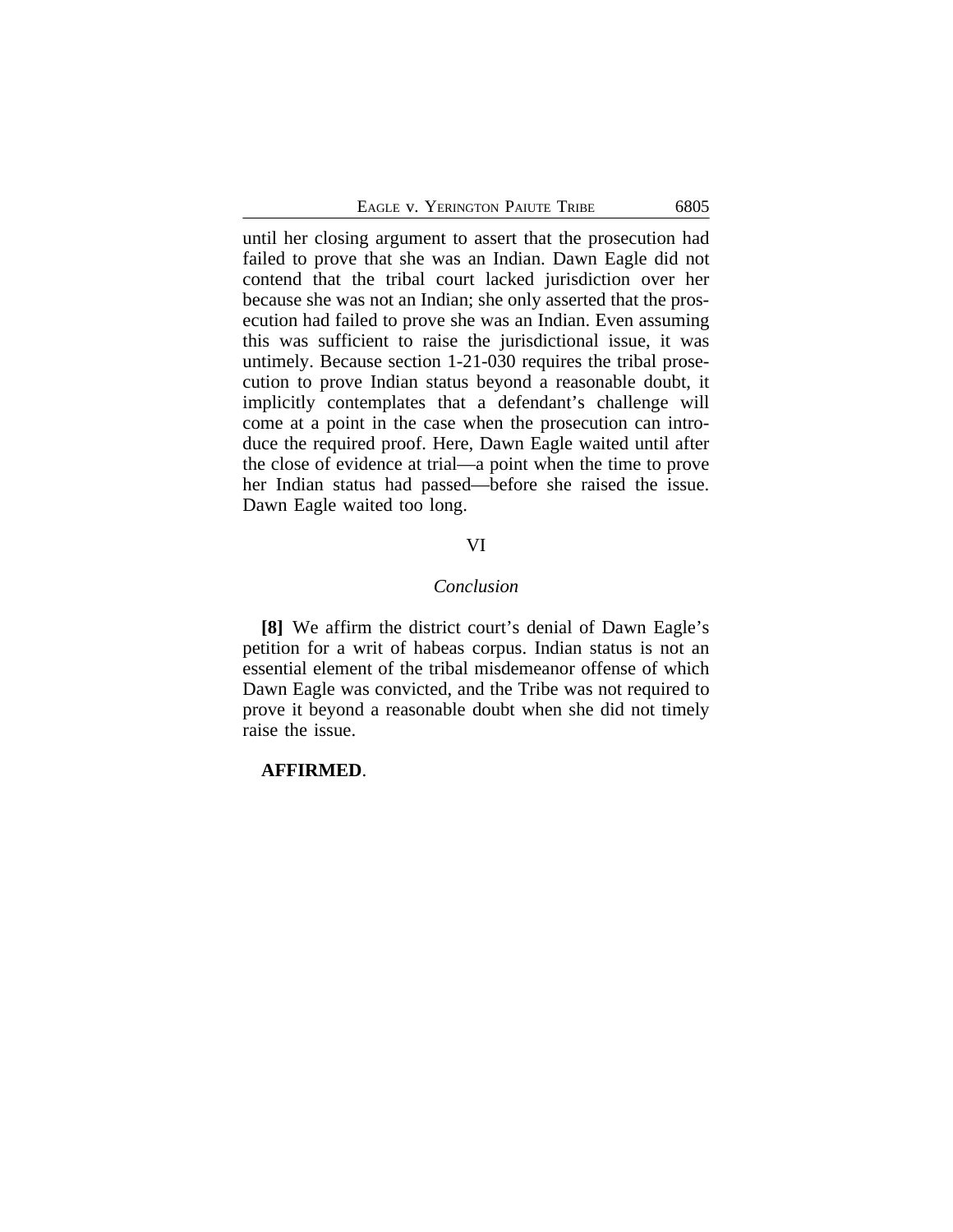until her closing argument to assert that the prosecution had failed to prove that she was an Indian. Dawn Eagle did not contend that the tribal court lacked jurisdiction over her because she was not an Indian; she only asserted that the prosecution had failed to prove she was an Indian. Even assuming this was sufficient to raise the jurisdictional issue, it was untimely. Because section 1-21-030 requires the tribal prosecution to prove Indian status beyond a reasonable doubt, it implicitly contemplates that a defendant's challenge will come at a point in the case when the prosecution can introduce the required proof. Here, Dawn Eagle waited until after the close of evidence at trial—a point when the time to prove her Indian status had passed—before she raised the issue. Dawn Eagle waited too long.

## VI

### *Conclusion*

**[8]** We affirm the district court's denial of Dawn Eagle's petition for a writ of habeas corpus. Indian status is not an essential element of the tribal misdemeanor offense of which Dawn Eagle was convicted, and the Tribe was not required to prove it beyond a reasonable doubt when she did not timely raise the issue.

**AFFIRMED**.